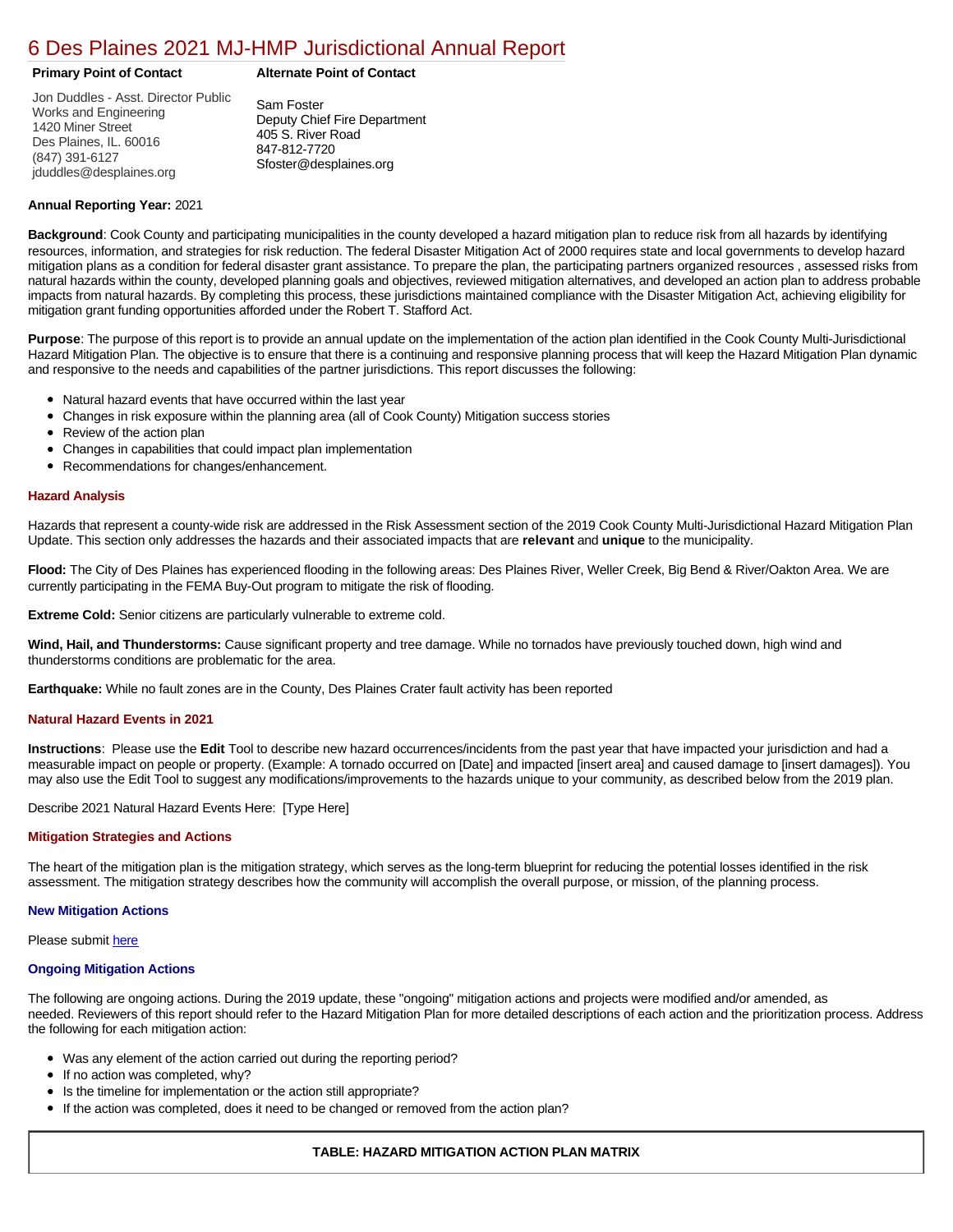# 6 Des Plaines 2021 MJ-HMP Jurisdictional Annual Report

| **Primary Point of Contact** | **Alternate Point of Contact** |
|---|---|
| Jon Duddles - Asst. Director Public Works and Engineering<br>1420 Miner Street<br>Des Plaines, IL. 60016<br>(847) 391-6127<br>jduddles@desplaines.org | Sam Foster<br>Deputy Chief Fire Department<br>405 S. River Road<br>847-812-7720<br>Sfoster@desplaines.org |

**Annual Reporting Year:** 2021

**Background**: Cook County and participating municipalities in the county developed a hazard mitigation plan to reduce risk from all hazards by identifying resources, information, and strategies for risk reduction. The federal Disaster Mitigation Act of 2000 requires state and local governments to develop hazard mitigation plans as a condition for federal disaster grant assistance. To prepare the plan, the participating partners organized resources , assessed risks from natural hazards within the county, developed planning goals and objectives, reviewed mitigation alternatives, and developed an action plan to address probable impacts from natural hazards. By completing this process, these jurisdictions maintained compliance with the Disaster Mitigation Act, achieving eligibility for mitigation grant funding opportunities afforded under the Robert T. Stafford Act.

**Purpose**: The purpose of this report is to provide an annual update on the implementation of the action plan identified in the Cook County Multi-Jurisdictional Hazard Mitigation Plan. The objective is to ensure that there is a continuing and responsive planning process that will keep the Hazard Mitigation Plan dynamic and responsive to the needs and capabilities of the partner jurisdictions. This report discusses the following:

- Natural hazard events that have occurred within the last year
- Changes in risk exposure within the planning area (all of Cook County) Mitigation success stories
- Review of the action plan
- Changes in capabilities that could impact plan implementation
- Recommendations for changes/enhancement.

### Hazard Analysis

Hazards that represent a county-wide risk are addressed in the Risk Assessment section of the 2019 Cook County Multi-Jurisdictional Hazard Mitigation Plan Update. This section only addresses the hazards and their associated impacts that are **relevant** and **unique** to the municipality.

**Flood:** The City of Des Plaines has experienced flooding in the following areas: Des Plaines River, Weller Creek, Big Bend & River/Oakton Area. We are currently participating in the FEMA Buy-Out program to mitigate the risk of flooding.

**Extreme Cold:** Senior citizens are particularly vulnerable to extreme cold.

**Wind, Hail, and Thunderstorms:** Cause significant property and tree damage. While no tornados have previously touched down, high wind and thunderstorms conditions are problematic for the area.

**Earthquake:** While no fault zones are in the County, Des Plaines Crater fault activity has been reported

### Natural Hazard Events in 2021

**Instructions**: Please use the **Edit** Tool to describe new hazard occurrences/incidents from the past year that have impacted your jurisdiction and had a measurable impact on people or property. (Example: A tornado occurred on [Date] and impacted [insert area] and caused damage to [insert damages]). You may also use the Edit Tool to suggest any modifications/improvements to the hazards unique to your community, as described below from the 2019 plan.

Describe 2021 Natural Hazard Events Here: [Type Here]

### Mitigation Strategies and Actions

The heart of the mitigation plan is the mitigation strategy, which serves as the long-term blueprint for reducing the potential losses identified in the risk assessment. The mitigation strategy describes how the community will accomplish the overall purpose, or mission, of the planning process.

#### New Mitigation Actions

Please submit here

#### Ongoing Mitigation Actions

The following are ongoing actions. During the 2019 update, these "ongoing" mitigation actions and projects were modified and/or amended, as needed. Reviewers of this report should refer to the Hazard Mitigation Plan for more detailed descriptions of each action and the prioritization process. Address the following for each mitigation action:

- Was any element of the action carried out during the reporting period?
- If no action was completed, why?
- Is the timeline for implementation or the action still appropriate?
- If the action was completed, does it need to be changed or removed from the action plan?

**TABLE: HAZARD MITIGATION ACTION PLAN MATRIX**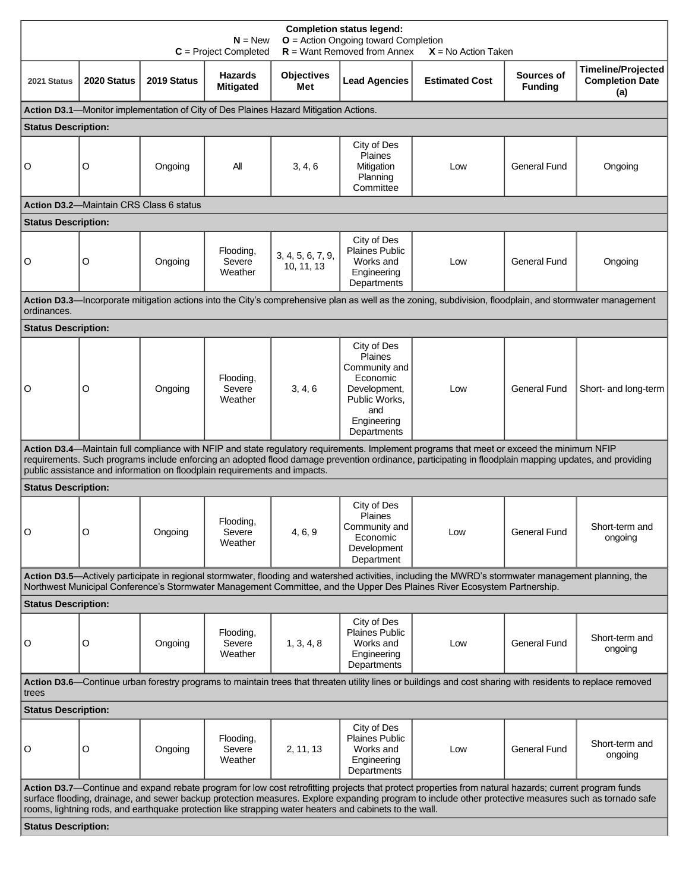**Completion status legend:**
**N** = New **O** = Action Ongoing toward Completion
**C** = Project Completed **R** = Want Removed from Annex **X** = No Action Taken

| 2021 Status | 2020 Status | 2019 Status | Hazards Mitigated | Objectives Met | Lead Agencies | Estimated Cost | Sources of Funding | Timeline/Projected Completion Date (a) |
|---|---|---|---|---|---|---|---|---|
| **Action D3.1**—Monitor implementation of City of Des Plaines Hazard Mitigation Actions. | | | | | | | | |
| **Status Description:** | | | | | | | | |
| O | O | Ongoing | All | 3, 4, 6 | City of Des Plaines Mitigation Planning Committee | Low | General Fund | Ongoing |
| **Action D3.2**—Maintain CRS Class 6 status | | | | | | | | |
| **Status Description:** | | | | | | | | |
| O | O | Ongoing | Flooding, Severe Weather | 3, 4, 5, 6, 7, 9, 10, 11, 13 | City of Des Plaines Public Works and Engineering Departments | Low | General Fund | Ongoing |
| **Action D3.3**—Incorporate mitigation actions into the City's comprehensive plan as well as the zoning, subdivision, floodplain, and stormwater management ordinances. | | | | | | | | |
| **Status Description:** | | | | | | | | |
| O | O | Ongoing | Flooding, Severe Weather | 3, 4, 6 | City of Des Plaines Community and Economic Development, Public Works, and Engineering Departments | Low | General Fund | Short- and long-term |
| **Action D3.4**—Maintain full compliance with NFIP and state regulatory requirements. Implement programs that meet or exceed the minimum NFIP requirements. Such programs include enforcing an adopted flood damage prevention ordinance, participating in floodplain mapping updates, and providing public assistance and information on floodplain requirements and impacts. | | | | | | | | |
| **Status Description:** | | | | | | | | |
| O | O | Ongoing | Flooding, Severe Weather | 4, 6, 9 | City of Des Plaines Community and Economic Development Department | Low | General Fund | Short-term and ongoing |
| **Action D3.5**—Actively participate in regional stormwater, flooding and watershed activities, including the MWRD's stormwater management planning, the Northwest Municipal Conference's Stormwater Management Committee, and the Upper Des Plaines River Ecosystem Partnership. | | | | | | | | |
| **Status Description:** | | | | | | | | |
| O | O | Ongoing | Flooding, Severe Weather | 1, 3, 4, 8 | City of Des Plaines Public Works and Engineering Departments | Low | General Fund | Short-term and ongoing |
| **Action D3.6**—Continue urban forestry programs to maintain trees that threaten utility lines or buildings and cost sharing with residents to replace removed trees | | | | | | | | |
| **Status Description:** | | | | | | | | |
| O | O | Ongoing | Flooding, Severe Weather | 2, 11, 13 | City of Des Plaines Public Works and Engineering Departments | Low | General Fund | Short-term and ongoing |
| **Action D3.7**—Continue and expand rebate program for low cost retrofitting projects that protect properties from natural hazards; current program funds surface flooding, drainage, and sewer backup protection measures. Explore expanding program to include other protective measures such as tornado safe rooms, lightning rods, and earthquake protection like strapping water heaters and cabinets to the wall. | | | | | | | | |
| **Status Description:** | | | | | | | | |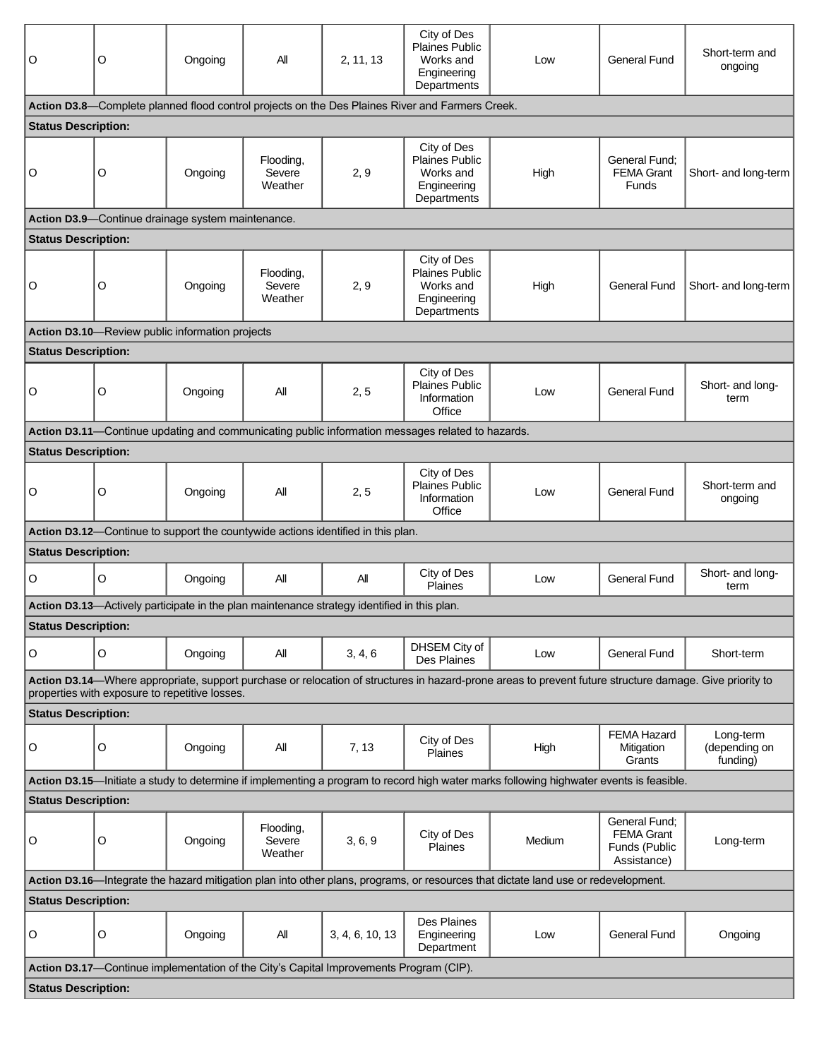| | | | | | | | | |
|---|---|---|---|---|---|---|---|---|
| O | O | Ongoing | All | 2, 11, 13 | City of Des Plaines Public Works and Engineering Departments | Low | General Fund | Short-term and ongoing |
| **Action D3.8**—Complete planned flood control projects on the Des Plaines River and Farmers Creek. | | | | | | | | |
| **Status Description:** | | | | | | | | |
| O | O | Ongoing | Flooding, Severe Weather | 2, 9 | City of Des Plaines Public Works and Engineering Departments | High | General Fund; FEMA Grant Funds | Short- and long-term |
| **Action D3.9**—Continue drainage system maintenance. | | | | | | | | |
| **Status Description:** | | | | | | | | |
| O | O | Ongoing | Flooding, Severe Weather | 2, 9 | City of Des Plaines Public Works and Engineering Departments | High | General Fund | Short- and long-term |
| **Action D3.10**—Review public information projects | | | | | | | | |
| **Status Description:** | | | | | | | | |
| O | O | Ongoing | All | 2, 5 | City of Des Plaines Public Information Office | Low | General Fund | Short- and long-term |
| **Action D3.11**—Continue updating and communicating public information messages related to hazards. | | | | | | | | |
| **Status Description:** | | | | | | | | |
| O | O | Ongoing | All | 2, 5 | City of Des Plaines Public Information Office | Low | General Fund | Short-term and ongoing |
| **Action D3.12**—Continue to support the countywide actions identified in this plan. | | | | | | | | |
| **Status Description:** | | | | | | | | |
| O | O | Ongoing | All | All | City of Des Plaines | Low | General Fund | Short- and long-term |
| **Action D3.13**—Actively participate in the plan maintenance strategy identified in this plan. | | | | | | | | |
| **Status Description:** | | | | | | | | |
| O | O | Ongoing | All | 3, 4, 6 | DHSEM City of Des Plaines | Low | General Fund | Short-term |
| **Action D3.14**—Where appropriate, support purchase or relocation of structures in hazard-prone areas to prevent future structure damage. Give priority to properties with exposure to repetitive losses. | | | | | | | | |
| **Status Description:** | | | | | | | | |
| O | O | Ongoing | All | 7, 13 | City of Des Plaines | High | FEMA Hazard Mitigation Grants | Long-term (depending on funding) |
| **Action D3.15**—Initiate a study to determine if implementing a program to record high water marks following highwater events is feasible. | | | | | | | | |
| **Status Description:** | | | | | | | | |
| O | O | Ongoing | Flooding, Severe Weather | 3, 6, 9 | City of Des Plaines | Medium | General Fund; FEMA Grant Funds (Public Assistance) | Long-term |
| **Action D3.16**—Integrate the hazard mitigation plan into other plans, programs, or resources that dictate land use or redevelopment. | | | | | | | | |
| **Status Description:** | | | | | | | | |
| O | O | Ongoing | All | 3, 4, 6, 10, 13 | Des Plaines Engineering Department | Low | General Fund | Ongoing |
| **Action D3.17**—Continue implementation of the City's Capital Improvements Program (CIP). | | | | | | | | |
| **Status Description:** | | | | | | | | |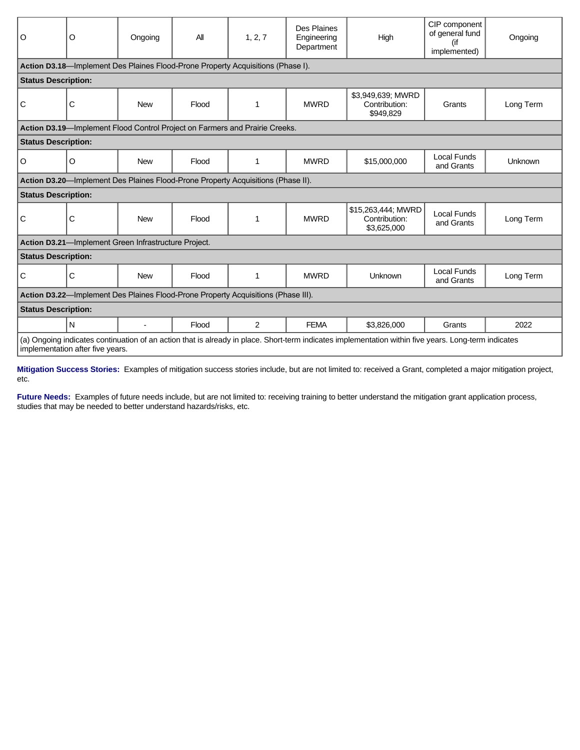| | | | | | | | | |
|---|---|---|---|---|---|---|---|---|
| O | O | Ongoing | All | 1, 2, 7 | Des Plaines Engineering Department | High | CIP component of general fund (if implemented) | Ongoing |
| **Action D3.18**—Implement Des Plaines Flood-Prone Property Acquisitions (Phase I). | | | | | | | | |
| **Status Description:** | | | | | | | | |
| C | C | New | Flood | 1 | MWRD | $3,949,639; MWRD Contribution: $949,829 | Grants | Long Term |
| **Action D3.19**—Implement Flood Control Project on Farmers and Prairie Creeks. | | | | | | | | |
| **Status Description:** | | | | | | | | |
| O | O | New | Flood | 1 | MWRD | $15,000,000 | Local Funds and Grants | Unknown |
| **Action D3.20**—Implement Des Plaines Flood-Prone Property Acquisitions (Phase II). | | | | | | | | |
| **Status Description:** | | | | | | | | |
| C | C | New | Flood | 1 | MWRD | $15,263,444; MWRD Contribution: $3,625,000 | Local Funds and Grants | Long Term |
| **Action D3.21**—Implement Green Infrastructure Project. | | | | | | | | |
| **Status Description:** | | | | | | | | |
| C | C | New | Flood | 1 | MWRD | Unknown | Local Funds and Grants | Long Term |
| **Action D3.22**—Implement Des Plaines Flood-Prone Property Acquisitions (Phase III). | | | | | | | | |
| **Status Description:** | | | | | | | | |
| | N | - | Flood | 2 | FEMA | $3,826,000 | Grants | 2022 |
| (a) Ongoing indicates continuation of an action that is already in place. Short-term indicates implementation within five years. Long-term indicates implementation after five years. | | | | | | | | |

**Mitigation Success Stories:** Examples of mitigation success stories include, but are not limited to: received a Grant, completed a major mitigation project, etc.

**Future Needs:** Examples of future needs include, but are not limited to: receiving training to better understand the mitigation grant application process, studies that may be needed to better understand hazards/risks, etc.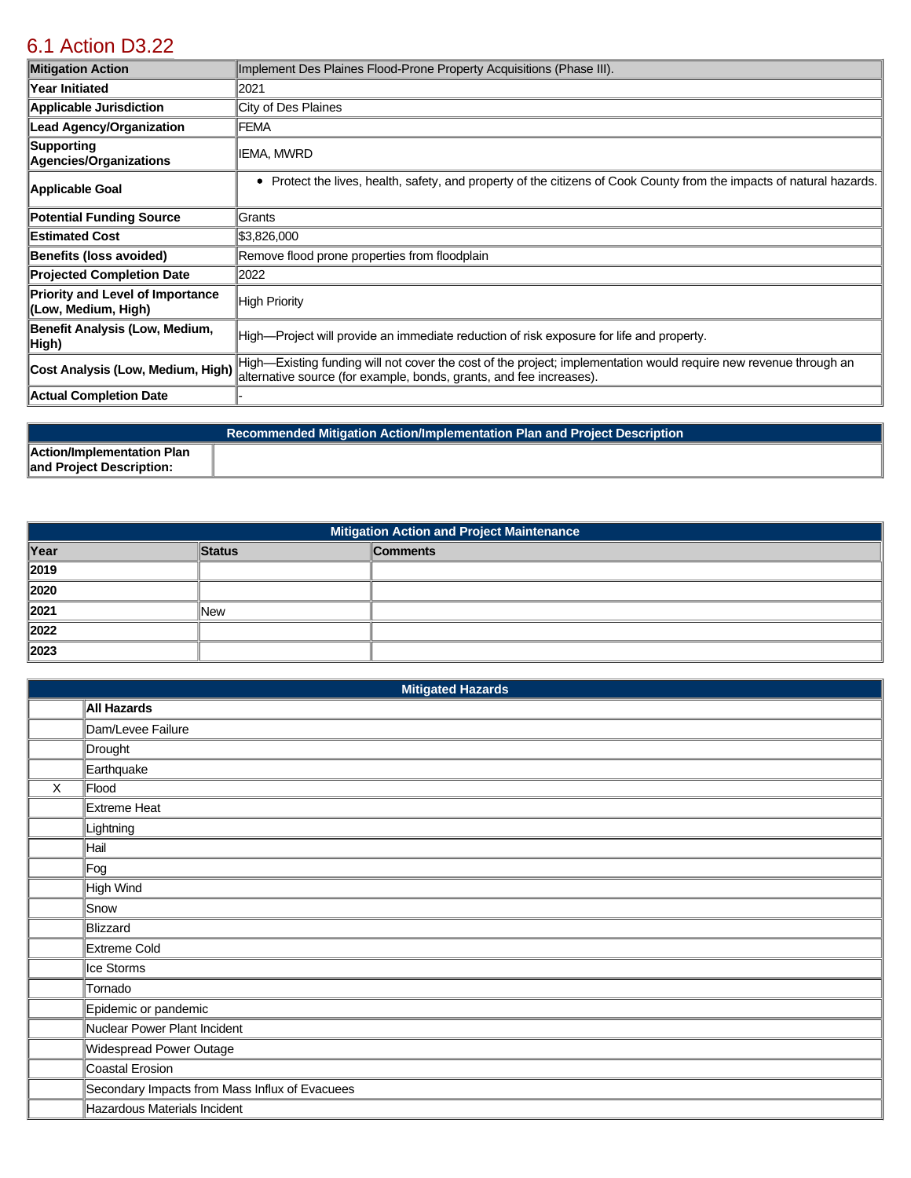## 6.1 Action D3.22

| | |
|---|---|
| **Mitigation Action** | Implement Des Plaines Flood-Prone Property Acquisitions (Phase III). |
| **Year Initiated** | 2021 |
| **Applicable Jurisdiction** | City of Des Plaines |
| **Lead Agency/Organization** | FEMA |
| **Supporting Agencies/Organizations** | IEMA, MWRD |
| **Applicable Goal** | • Protect the lives, health, safety, and property of the citizens of Cook County from the impacts of natural hazards. |
| **Potential Funding Source** | Grants |
| **Estimated Cost** | $3,826,000 |
| **Benefits (loss avoided)** | Remove flood prone properties from floodplain |
| **Projected Completion Date** | 2022 |
| **Priority and Level of Importance (Low, Medium, High)** | High Priority |
| **Benefit Analysis (Low, Medium, High)** | High—Project will provide an immediate reduction of risk exposure for life and property. |
| **Cost Analysis (Low, Medium, High)** | High—Existing funding will not cover the cost of the project; implementation would require new revenue through an alternative source (for example, bonds, grants, and fee increases). |
| **Actual Completion Date** | - |

| Recommended Mitigation Action/Implementation Plan and Project Description | |
|---|---|
| **Action/Implementation Plan and Project Description:** | |

| Mitigation Action and Project Maintenance | | |
|---|---|---|
| **Year** | **Status** | **Comments** |
| **2019** | | |
| **2020** | | |
| **2021** | New | |
| **2022** | | |
| **2023** | | |

| Mitigated Hazards | |
|---|---|
| | **All Hazards** |
| | Dam/Levee Failure |
| | Drought |
| | Earthquake |
| X | Flood |
| | Extreme Heat |
| | Lightning |
| | Hail |
| | Fog |
| | High Wind |
| | Snow |
| | Blizzard |
| | Extreme Cold |
| | Ice Storms |
| | Tornado |
| | Epidemic or pandemic |
| | Nuclear Power Plant Incident |
| | Widespread Power Outage |
| | Coastal Erosion |
| | Secondary Impacts from Mass Influx of Evacuees |
| | Hazardous Materials Incident |